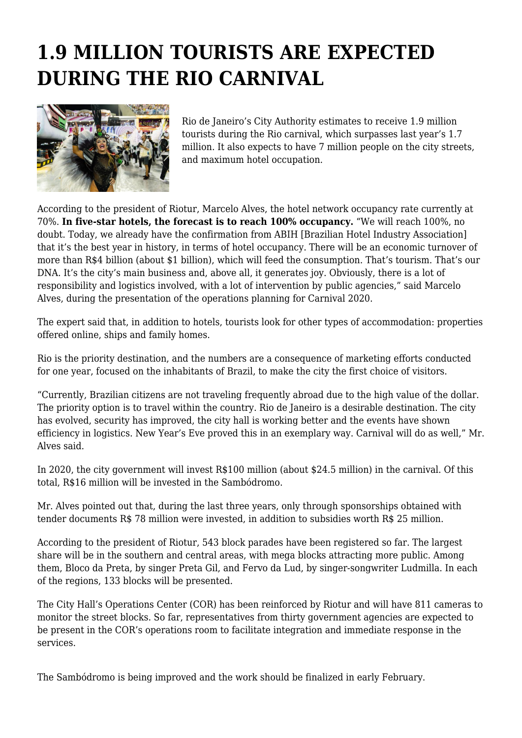# 1.9 MILLION TOURISTS ARE EXPECTED DURING THE RIO CARNIVAL

Rio de Janeiro's City Authority estimates to receive 1.9 million tourists during the Rio carnival, which surpasses last year's 1.7 million. It also expects to have 7 million people on the city streets, and maximum hotel occupation.

According to the president of Riotur, Marcelo Alves, the hotel network occupancy rate currently at 70%. **In five-star hotels, the forecast is to reach 100% occupancy.** "We will reach 100%, no doubt. Today, we already have the confirmation from ABIH [Brazilian Hotel Industry Association] that it's the best year in history, in terms of hotel occupancy. There will be an economic turnover of more than R$4 billion (about $1 billion), which will feed the consumption. That's tourism. That's our DNA. It's the city's main business and, above all, it generates joy. Obviously, there is a lot of responsibility and logistics involved, with a lot of intervention by public agencies," said Marcelo Alves, during the presentation of the operations planning for Carnival 2020.

The expert said that, in addition to hotels, tourists look for other types of accommodation: properties offered online, ships and family homes.

Rio is the priority destination, and the numbers are a consequence of marketing efforts conducted for one year, focused on the inhabitants of Brazil, to make the city the first choice of visitors.

"Currently, Brazilian citizens are not traveling frequently abroad due to the high value of the dollar. The priority option is to travel within the country. Rio de Janeiro is a desirable destination. The city has evolved, security has improved, the city hall is working better and the events have shown efficiency in logistics. New Year's Eve proved this in an exemplary way. Carnival will do as well," Mr. Alves said.

In 2020, the city government will invest R$100 million (about $24.5 million) in the carnival. Of this total, R$16 million will be invested in the Sambódromo.

Mr. Alves pointed out that, during the last three years, only through sponsorships obtained with tender documents R$ 78 million were invested, in addition to subsidies worth R$ 25 million.

According to the president of Riotur, 543 block parades have been registered so far. The largest share will be in the southern and central areas, with mega blocks attracting more public. Among them, Bloco da Preta, by singer Preta Gil, and Fervo da Lud, by singer-songwriter Ludmilla. In each of the regions, 133 blocks will be presented.

The City Hall's Operations Center (COR) has been reinforced by Riotur and will have 811 cameras to monitor the street blocks. So far, representatives from thirty government agencies are expected to be present in the COR's operations room to facilitate integration and immediate response in the services.

The Sambódromo is being improved and the work should be finalized in early February.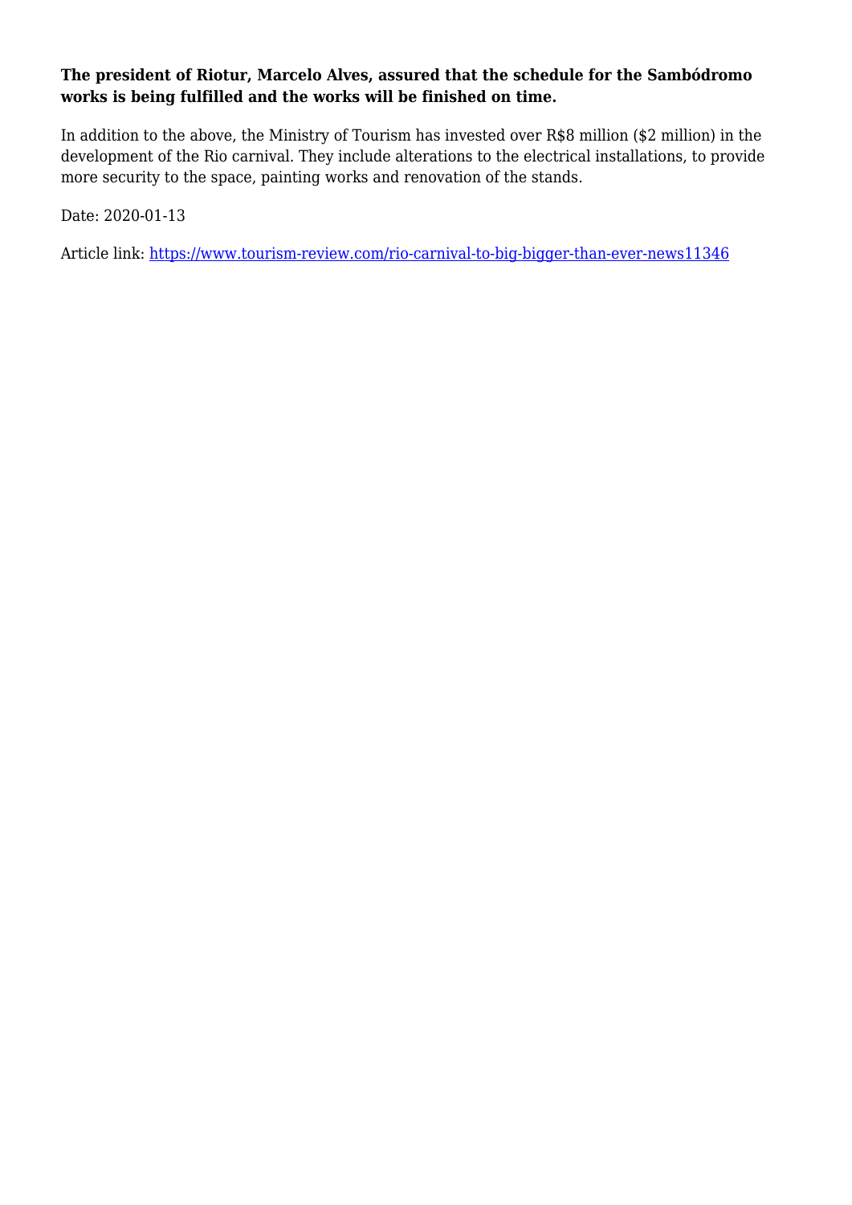**The president of Riotur, Marcelo Alves, assured that the schedule for the Sambódromo works is being fulfilled and the works will be finished on time.**

In addition to the above, the Ministry of Tourism has invested over R$8 million ($2 million) in the development of the Rio carnival. They include alterations to the electrical installations, to provide more security to the space, painting works and renovation of the stands.

Date: 2020-01-13

Article link: [https://www.tourism-review.com/rio-carnival-to-big-bigger-than-ever-news11346](https://www.tourism-review.com/rio-carnival-to-big-bigger-than-ever-news11346)